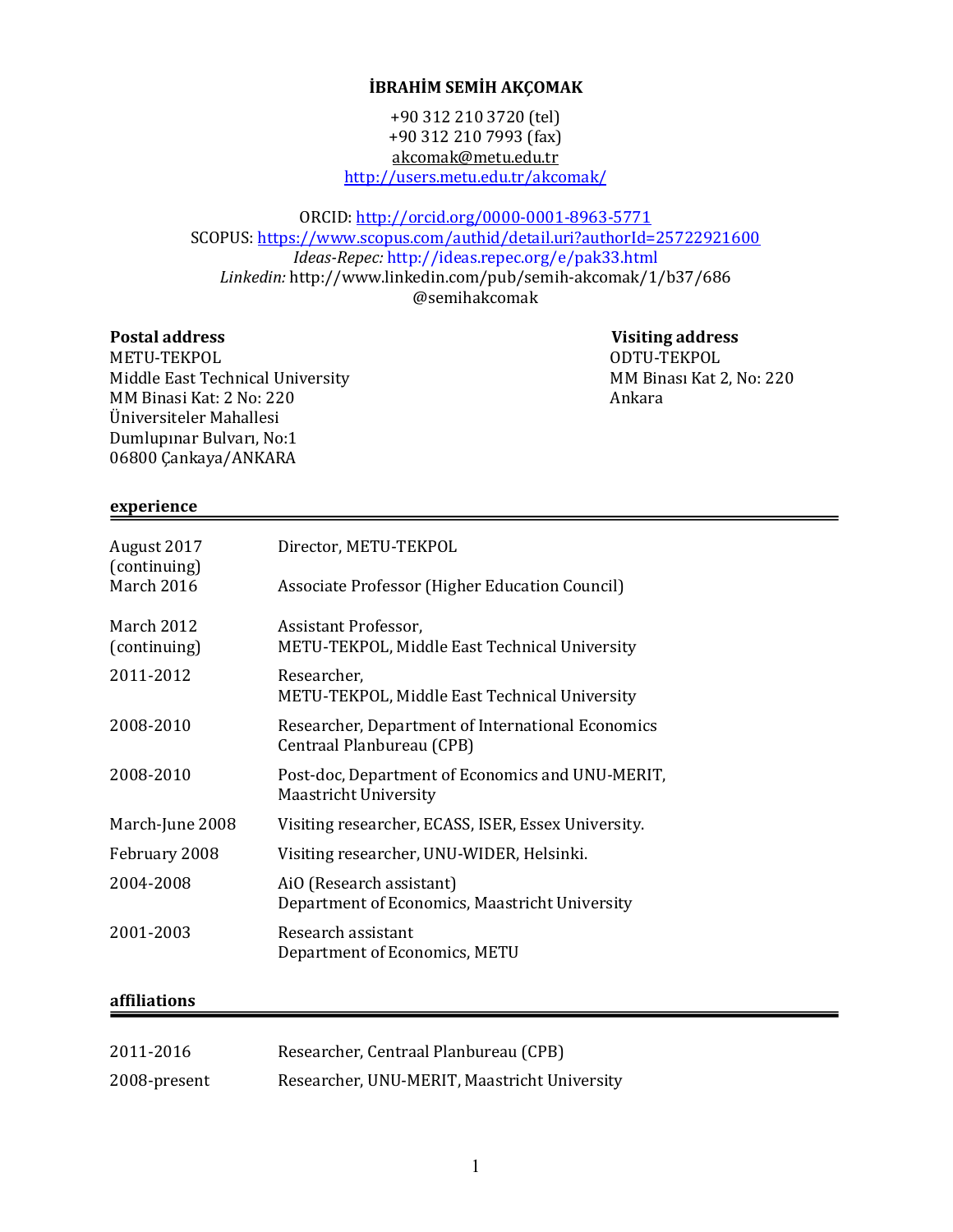# İBRAHİM SEMİH AKÇOMAK

+90 312 210 3720 (tel)
+90 312 210 7993 (fax)
akcomak@metu.edu.tr
http://users.metu.edu.tr/akcomak/

ORCID: http://orcid.org/0000-0001-8963-5771
SCOPUS: https://www.scopus.com/authid/detail.uri?authorId=25722921600
*Ideas-Repec:* http://ideas.repec.org/e/pak33.html
*Linkedin:* http://www.linkedin.com/pub/semih-akcomak/1/b37/686
@semihakcomak

**Postal address**
METU-TEKPOL
Middle East Technical University
MM Binasi Kat: 2 No: 220
Üniversiteler Mahallesi
Dumlupınar Bulvarı, No:1
06800 Çankaya/ANKARA

**Visiting address**
ODTU-TEKPOL
MM Binası Kat 2, No: 220
Ankara

## experience

| | |
|---|---|
| August 2017 (continuing) | Director, METU-TEKPOL |
| March 2016 | Associate Professor (Higher Education Council) |
| March 2012 (continuing) | Assistant Professor, METU-TEKPOL, Middle East Technical University |
| 2011-2012 | Researcher, METU-TEKPOL, Middle East Technical University |
| 2008-2010 | Researcher, Department of International Economics Centraal Planbureau (CPB) |
| 2008-2010 | Post-doc, Department of Economics and UNU-MERIT, Maastricht University |
| March-June 2008 | Visiting researcher, ECASS, ISER, Essex University. |
| February 2008 | Visiting researcher, UNU-WIDER, Helsinki. |
| 2004-2008 | AiO (Research assistant) Department of Economics, Maastricht University |
| 2001-2003 | Research assistant Department of Economics, METU |

## affiliations

| | |
|---|---|
| 2011-2016 | Researcher, Centraal Planbureau (CPB) |
| 2008-present | Researcher, UNU-MERIT, Maastricht University |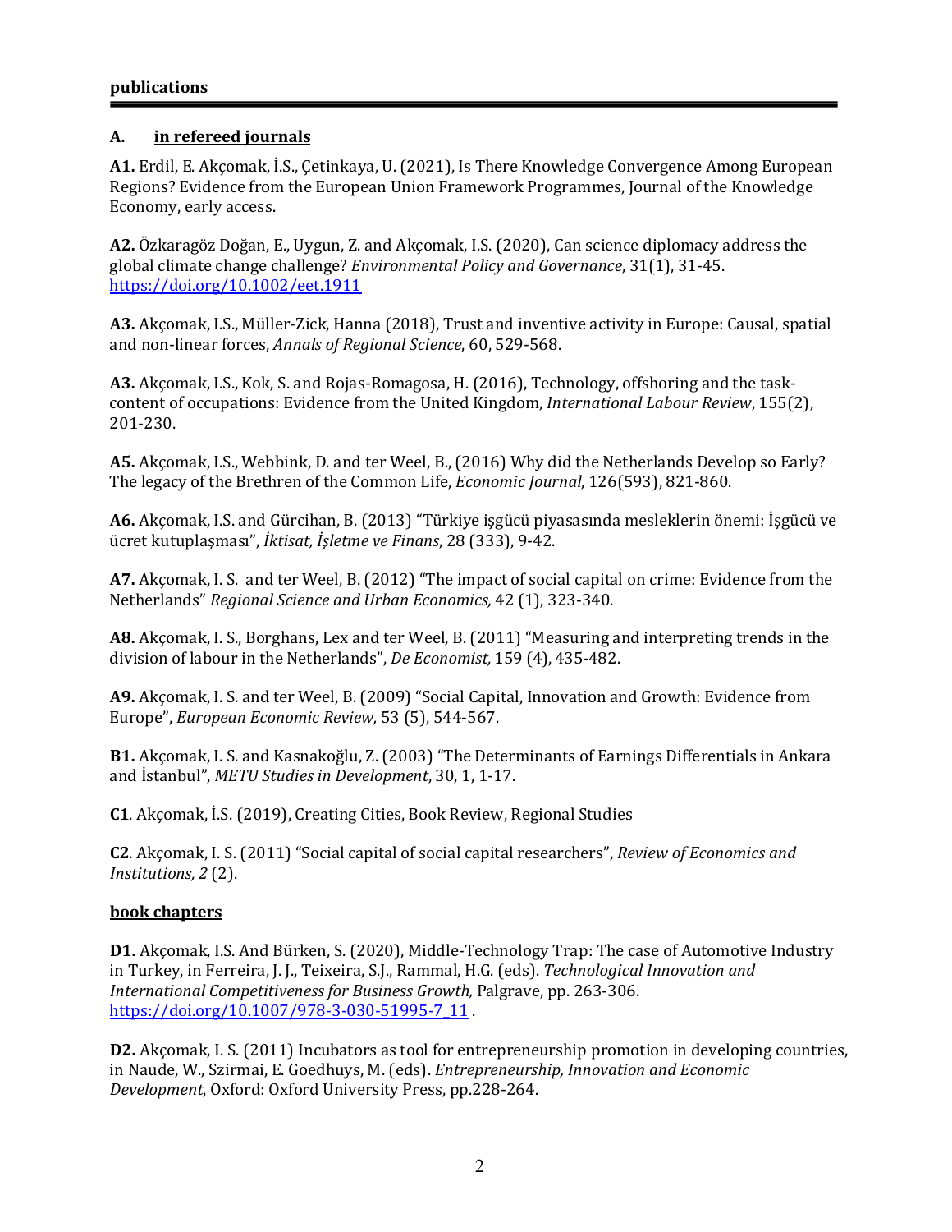## publications

### A. in refereed journals

**A1.** Erdil, E. Akçomak, İ.S., Çetinkaya, U. (2021), Is There Knowledge Convergence Among European Regions? Evidence from the European Union Framework Programmes, Journal of the Knowledge Economy, early access.

**A2.** Özkaragöz Doğan, E., Uygun, Z. and Akçomak, I.S. (2020), Can science diplomacy address the global climate change challenge? *Environmental Policy and Governance*, 31(1), 31-45. https://doi.org/10.1002/eet.1911

**A3.** Akçomak, I.S., Müller-Zick, Hanna (2018), Trust and inventive activity in Europe: Causal, spatial and non-linear forces, *Annals of Regional Science*, 60, 529-568.

**A3.** Akçomak, I.S., Kok, S. and Rojas-Romagosa, H. (2016), Technology, offshoring and the task-content of occupations: Evidence from the United Kingdom, *International Labour Review*, 155(2), 201-230.

**A5.** Akçomak, I.S., Webbink, D. and ter Weel, B., (2016) Why did the Netherlands Develop so Early? The legacy of the Brethren of the Common Life, *Economic Journal*, 126(593), 821-860.

**A6.** Akçomak, I.S. and Gürcihan, B. (2013) "Türkiye işgücü piyasasında mesleklerin önemi: İşgücü ve ücret kutuplaşması", *İktisat, İşletme ve Finans*, 28 (333), 9-42.

**A7.** Akçomak, I. S. and ter Weel, B. (2012) "The impact of social capital on crime: Evidence from the Netherlands" *Regional Science and Urban Economics,* 42 (1), 323-340.

**A8.** Akçomak, I. S., Borghans, Lex and ter Weel, B. (2011) "Measuring and interpreting trends in the division of labour in the Netherlands", *De Economist,* 159 (4), 435-482.

**A9.** Akçomak, I. S. and ter Weel, B. (2009) "Social Capital, Innovation and Growth: Evidence from Europe", *European Economic Review,* 53 (5), 544-567.

**B1.** Akçomak, I. S. and Kasnakoğlu, Z. (2003) "The Determinants of Earnings Differentials in Ankara and İstanbul", *METU Studies in Development*, 30, 1, 1-17.

**C1**. Akçomak, İ.S. (2019), Creating Cities, Book Review, Regional Studies

**C2**. Akçomak, I. S. (2011) "Social capital of social capital researchers", *Review of Economics and Institutions, 2* (2).

### book chapters

**D1.** Akçomak, I.S. And Bürken, S. (2020), Middle-Technology Trap: The case of Automotive Industry in Turkey, in Ferreira, J. J., Teixeira, S.J., Rammal, H.G. (eds). *Technological Innovation and International Competitiveness for Business Growth,* Palgrave, pp. 263-306. https://doi.org/10.1007/978-3-030-51995-7_11 .

**D2.** Akçomak, I. S. (2011) Incubators as tool for entrepreneurship promotion in developing countries, in Naude, W., Szirmai, E. Goedhuys, M. (eds). *Entrepreneurship, Innovation and Economic Development*, Oxford: Oxford University Press, pp.228-264.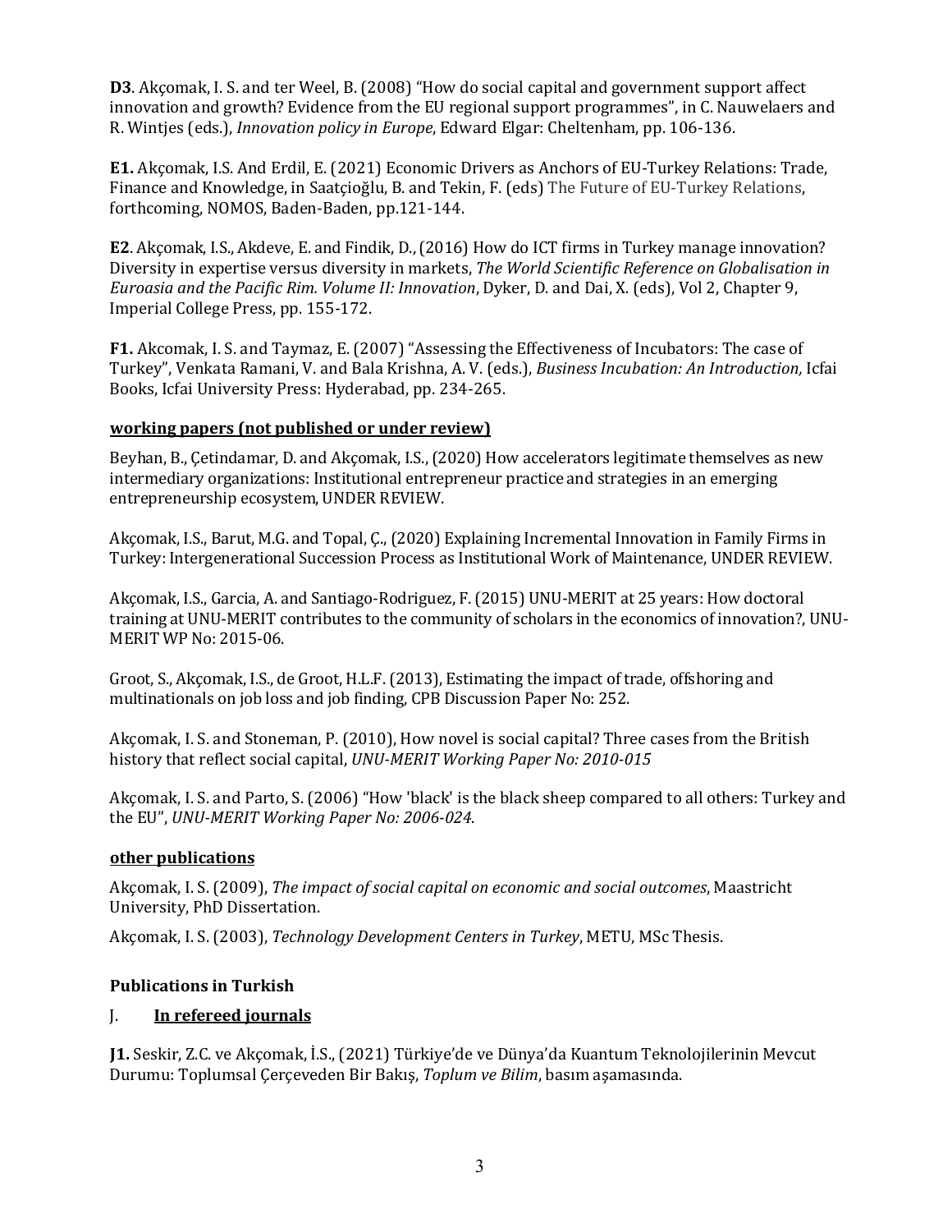**D3**. Akçomak, I. S. and ter Weel, B. (2008) "How do social capital and government support affect innovation and growth? Evidence from the EU regional support programmes", in C. Nauwelaers and R. Wintjes (eds.), *Innovation policy in Europe*, Edward Elgar: Cheltenham, pp. 106-136.

**E1.** Akçomak, I.S. And Erdil, E. (2021) Economic Drivers as Anchors of EU-Turkey Relations: Trade, Finance and Knowledge, in Saatçioğlu, B. and Tekin, F. (eds) The Future of EU-Turkey Relations, forthcoming, NOMOS, Baden-Baden, pp.121-144.

**E2**. Akçomak, I.S., Akdeve, E. and Findik, D., (2016) How do ICT firms in Turkey manage innovation? Diversity in expertise versus diversity in markets, *The World Scientific Reference on Globalisation in Euroasia and the Pacific Rim. Volume II: Innovation*, Dyker, D. and Dai, X. (eds), Vol 2, Chapter 9, Imperial College Press, pp. 155-172.

**F1.** Akcomak, I. S. and Taymaz, E. (2007) "Assessing the Effectiveness of Incubators: The case of Turkey", Venkata Ramani, V. and Bala Krishna, A. V. (eds.), *Business Incubation: An Introduction,* Icfai Books, Icfai University Press: Hyderabad, pp. 234-265.

**working papers (not published or under review)**

Beyhan, B., Çetindamar, D. and Akçomak, I.S., (2020) How accelerators legitimate themselves as new intermediary organizations: Institutional entrepreneur practice and strategies in an emerging entrepreneurship ecosystem, UNDER REVIEW.

Akçomak, I.S., Barut, M.G. and Topal, Ç., (2020) Explaining Incremental Innovation in Family Firms in Turkey: Intergenerational Succession Process as Institutional Work of Maintenance, UNDER REVIEW.

Akçomak, I.S., Garcia, A. and Santiago-Rodriguez, F. (2015) UNU-MERIT at 25 years: How doctoral training at UNU-MERIT contributes to the community of scholars in the economics of innovation?, UNU-MERIT WP No: 2015-06.

Groot, S., Akçomak, I.S., de Groot, H.L.F. (2013), Estimating the impact of trade, offshoring and multinationals on job loss and job finding, CPB Discussion Paper No: 252.

Akçomak, I. S. and Stoneman, P. (2010), How novel is social capital? Three cases from the British history that reflect social capital, *UNU-MERIT Working Paper No: 2010-015*

Akçomak, I. S. and Parto, S. (2006) "How 'black' is the black sheep compared to all others: Turkey and the EU", *UNU-MERIT Working Paper No: 2006-024*.

**other publications**

Akçomak, I. S. (2009), *The impact of social capital on economic and social outcomes*, Maastricht University, PhD Dissertation.

Akçomak, I. S. (2003), *Technology Development Centers in Turkey*, METU, MSc Thesis.

## Publications in Turkish

J. **In refereed journals**

**J1.** Seskir, Z.C. ve Akçomak, İ.S., (2021) Türkiye'de ve Dünya'da Kuantum Teknolojilerinin Mevcut Durumu: Toplumsal Çerçeveden Bir Bakış, *Toplum ve Bilim*, basım aşamasında.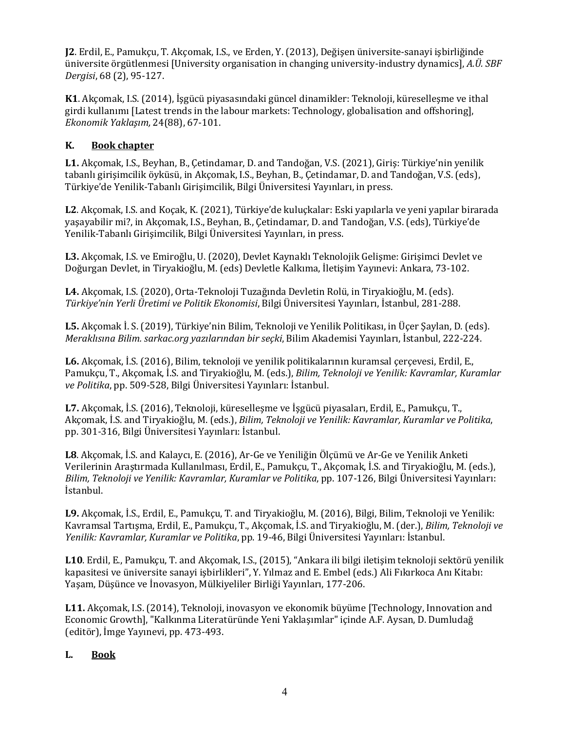**J2**. Erdil, E., Pamukçu, T. Akçomak, I.S., ve Erden, Y. (2013), Değişen üniversite-sanayi işbirliğinde üniversite örgütlenmesi [University organisation in changing university-industry dynamics], *A.Ü. SBF Dergisi*, 68 (2), 95-127.

**K1**. Akçomak, I.S. (2014), İşgücü piyasasındaki güncel dinamikler: Teknoloji, küreselleşme ve ithal girdi kullanımı [Latest trends in the labour markets: Technology, globalisation and offshoring], *Ekonomik Yaklaşım,* 24(88), 67-101.

## K. Book chapter

**L1.** Akçomak, I.S., Beyhan, B., Çetindamar, D. and Tandoğan, V.S. (2021), Giriş: Türkiye'nin yenilik tabanlı girişimcilik öyküsü, in Akçomak, I.S., Beyhan, B., Çetindamar, D. and Tandoğan, V.S. (eds), Türkiye'de Yenilik-Tabanlı Girişimcilik, Bilgi Üniversitesi Yayınları, in press.

**L2**. Akçomak, I.S. and Koçak, K. (2021), Türkiye'de kuluçkalar: Eski yapılarla ve yeni yapılar birarada yaşayabilir mi?, in Akçomak, I.S., Beyhan, B., Çetindamar, D. and Tandoğan, V.S. (eds), Türkiye'de Yenilik-Tabanlı Girişimcilik, Bilgi Üniversitesi Yayınları, in press.

**L3.** Akçomak, I.S. ve Emiroğlu, U. (2020), Devlet Kaynaklı Teknolojik Gelişme: Girişimci Devlet ve Doğurgan Devlet, in Tiryakioğlu, M. (eds) Devletle Kalkıma, İletişim Yayınevi: Ankara, 73-102.

**L4.** Akçomak, I.S. (2020), Orta-Teknoloji Tuzağında Devletin Rolü, in Tiryakioğlu, M. (eds). *Türkiye'nin Yerli Üretimi ve Politik Ekonomisi*, Bilgi Üniversitesi Yayınları, İstanbul, 281-288.

**L5.** Akçomak İ. S. (2019), Türkiye'nin Bilim, Teknoloji ve Yenilik Politikası, in Üçer Şaylan, D. (eds). *Meraklısına Bilim. sarkac.org yazılarından bir seçki*, Bilim Akademisi Yayınları, İstanbul, 222-224.

**L6.** Akçomak, İ.S. (2016), Bilim, teknoloji ve yenilik politikalarının kuramsal çerçevesi, Erdil, E., Pamukçu, T., Akçomak, İ.S. and Tiryakioğlu, M. (eds.), *Bilim, Teknoloji ve Yenilik: Kavramlar, Kuramlar ve Politika*, pp. 509-528, Bilgi Üniversitesi Yayınları: İstanbul.

**L7.** Akçomak, İ.S. (2016), Teknoloji, küreselleşme ve İşgücü piyasaları, Erdil, E., Pamukçu, T., Akçomak, İ.S. and Tiryakioğlu, M. (eds.), *Bilim, Teknoloji ve Yenilik: Kavramlar, Kuramlar ve Politika*, pp. 301-316, Bilgi Üniversitesi Yayınları: İstanbul.

**L8**. Akçomak, İ.S. and Kalaycı, E. (2016), Ar-Ge ve Yeniliğin Ölçümü ve Ar-Ge ve Yenilik Anketi Verilerinin Araştırmada Kullanılması, Erdil, E., Pamukçu, T., Akçomak, İ.S. and Tiryakioğlu, M. (eds.), *Bilim, Teknoloji ve Yenilik: Kavramlar, Kuramlar ve Politika*, pp. 107-126, Bilgi Üniversitesi Yayınları: İstanbul.

**L9.** Akçomak, İ.S., Erdil, E., Pamukçu, T. and Tiryakioğlu, M. (2016), Bilgi, Bilim, Teknoloji ve Yenilik: Kavramsal Tartışma, Erdil, E., Pamukçu, T., Akçomak, İ.S. and Tiryakioğlu, M. (der.), *Bilim, Teknoloji ve Yenilik: Kavramlar, Kuramlar ve Politika*, pp. 19-46, Bilgi Üniversitesi Yayınları: İstanbul.

**L10**. Erdil, E., Pamukçu, T. and Akçomak, I.S., (2015), "Ankara ili bilgi iletişim teknoloji sektörü yenilik kapasitesi ve üniversite sanayi işbirlikleri", Y. Yılmaz and E. Embel (eds.) Ali Fıkırkoca Anı Kitabı: Yaşam, Düşünce ve İnovasyon, Mülkiyeliler Birliği Yayınları, 177-206.

**L11.** Akçomak, I.S. (2014), Teknoloji, inovasyon ve ekonomik büyüme [Technology, Innovation and Economic Growth], "Kalkınma Literatüründe Yeni Yaklaşımlar" içinde A.F. Aysan, D. Dumludağ (editör), İmge Yayınevi, pp. 473-493.

## L. Book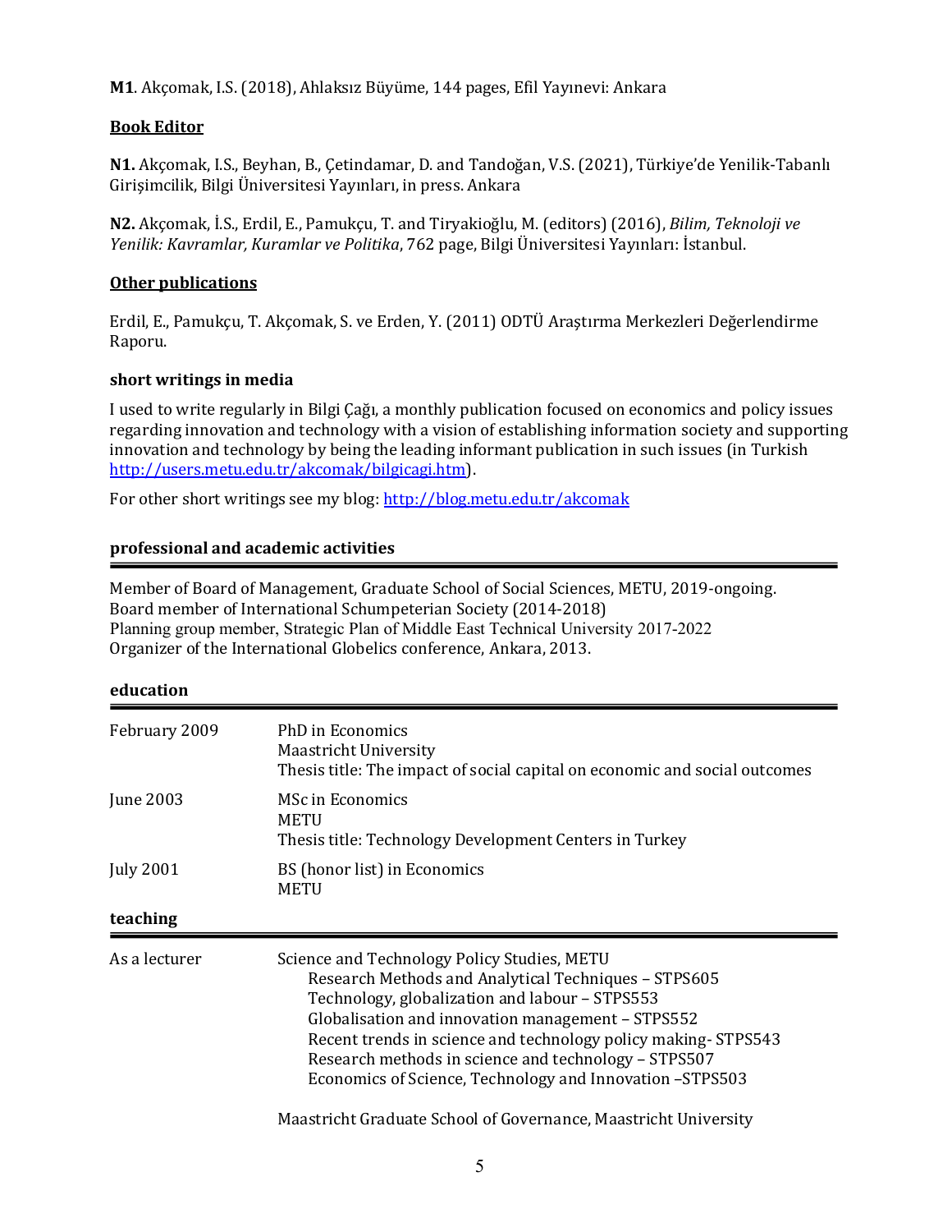**M1**. Akçomak, I.S. (2018), Ahlaksız Büyüme, 144 pages, Efil Yayınevi: Ankara

**Book Editor**

**N1.** Akçomak, I.S., Beyhan, B., Çetindamar, D. and Tandoğan, V.S. (2021), Türkiye'de Yenilik-Tabanlı Girişimcilik, Bilgi Üniversitesi Yayınları, in press. Ankara

**N2.** Akçomak, İ.S., Erdil, E., Pamukçu, T. and Tiryakioğlu, M. (editors) (2016), *Bilim, Teknoloji ve Yenilik: Kavramlar, Kuramlar ve Politika*, 762 page, Bilgi Üniversitesi Yayınları: İstanbul.

**Other publications**

Erdil, E., Pamukçu, T. Akçomak, S. ve Erden, Y. (2011) ODTÜ Araştırma Merkezleri Değerlendirme Raporu.

### short writings in media

I used to write regularly in Bilgi Çağı, a monthly publication focused on economics and policy issues regarding innovation and technology with a vision of establishing information society and supporting innovation and technology by being the leading informant publication in such issues (in Turkish http://users.metu.edu.tr/akcomak/bilgicagi.htm).

For other short writings see my blog: http://blog.metu.edu.tr/akcomak

## professional and academic activities

Member of Board of Management, Graduate School of Social Sciences, METU, 2019-ongoing.
Board member of International Schumpeterian Society (2014-2018)
Planning group member, Strategic Plan of Middle East Technical University 2017-2022
Organizer of the International Globelics conference, Ankara, 2013.

## education

| | |
|---|---|
| February 2009 | PhD in Economics<br>Maastricht University<br>Thesis title: The impact of social capital on economic and social outcomes |
| June 2003 | MSc in Economics<br>METU<br>Thesis title: Technology Development Centers in Turkey |
| July 2001 | BS (honor list) in Economics<br>METU |

## teaching

| | |
|---|---|
| As a lecturer | Science and Technology Policy Studies, METU<br>Research Methods and Analytical Techniques – STPS605<br>Technology, globalization and labour – STPS553<br>Globalisation and innovation management – STPS552<br>Recent trends in science and technology policy making- STPS543<br>Research methods in science and technology – STPS507<br>Economics of Science, Technology and Innovation –STPS503 |
| | Maastricht Graduate School of Governance, Maastricht University |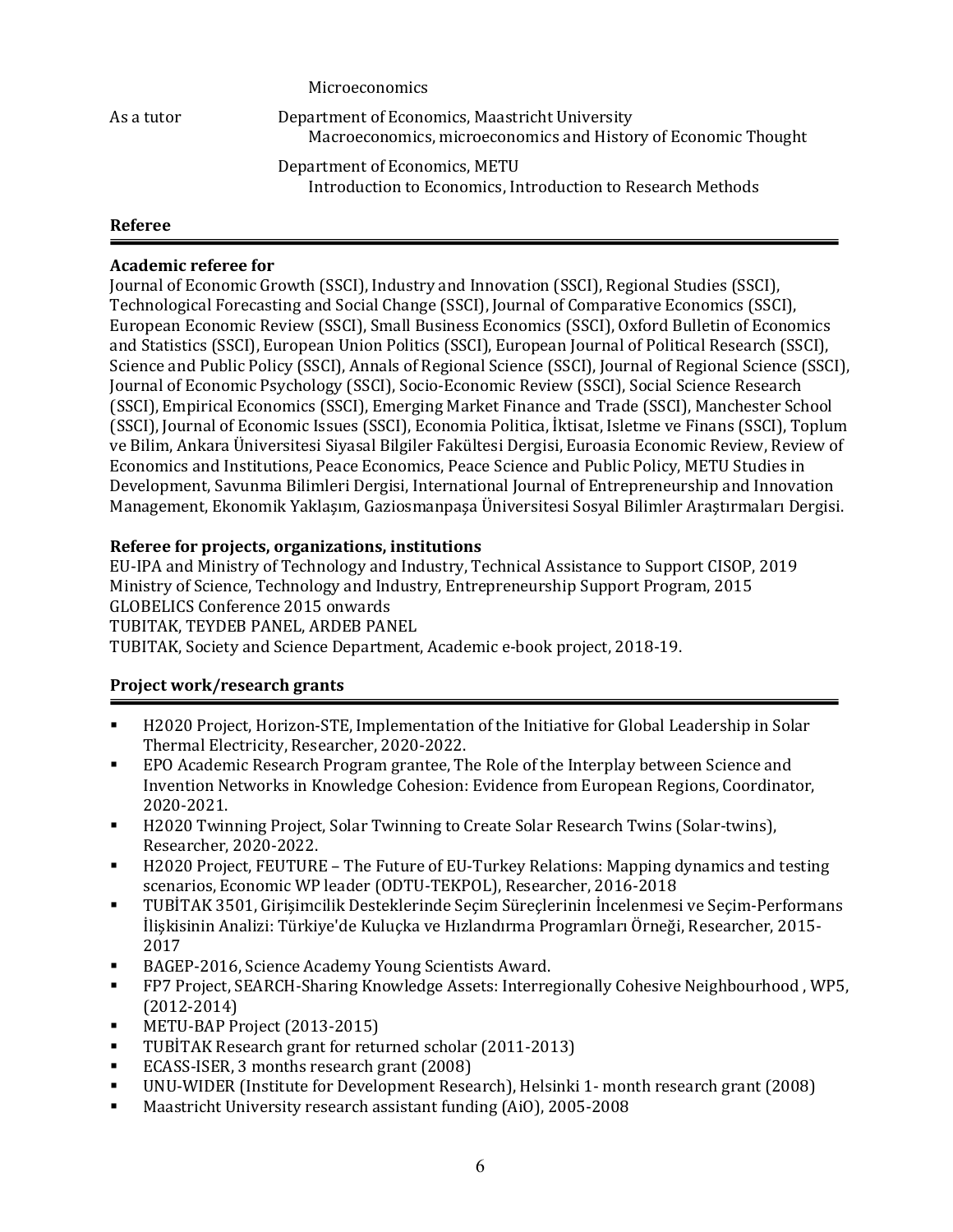Microeconomics

As a tutor — Department of Economics, Maastricht University
Macroeconomics, microeconomics and History of Economic Thought

Department of Economics, METU
Introduction to Economics, Introduction to Research Methods

## Referee

**Academic referee for**
Journal of Economic Growth (SSCI), Industry and Innovation (SSCI), Regional Studies (SSCI), Technological Forecasting and Social Change (SSCI), Journal of Comparative Economics (SSCI), European Economic Review (SSCI), Small Business Economics (SSCI), Oxford Bulletin of Economics and Statistics (SSCI), European Union Politics (SSCI), European Journal of Political Research (SSCI), Science and Public Policy (SSCI), Annals of Regional Science (SSCI), Journal of Regional Science (SSCI), Journal of Economic Psychology (SSCI), Socio-Economic Review (SSCI), Social Science Research (SSCI), Empirical Economics (SSCI), Emerging Market Finance and Trade (SSCI), Manchester School (SSCI), Journal of Economic Issues (SSCI), Economia Politica, İktisat, Isletme ve Finans (SSCI), Toplum ve Bilim, Ankara Üniversitesi Siyasal Bilgiler Fakültesi Dergisi, Euroasia Economic Review, Review of Economics and Institutions, Peace Economics, Peace Science and Public Policy, METU Studies in Development, Savunma Bilimleri Dergisi, International Journal of Entrepreneurship and Innovation Management, Ekonomik Yaklaşım, Gaziosmanpaşa Üniversitesi Sosyal Bilimler Araştırmaları Dergisi.

**Referee for projects, organizations, institutions**
EU-IPA and Ministry of Technology and Industry, Technical Assistance to Support CISOP, 2019
Ministry of Science, Technology and Industry, Entrepreneurship Support Program, 2015
GLOBELICS Conference 2015 onwards
TUBITAK, TEYDEB PANEL, ARDEB PANEL
TUBITAK, Society and Science Department, Academic e-book project, 2018-19.

## Project work/research grants

- H2020 Project, Horizon-STE, Implementation of the Initiative for Global Leadership in Solar Thermal Electricity, Researcher, 2020-2022.
- EPO Academic Research Program grantee, The Role of the Interplay between Science and Invention Networks in Knowledge Cohesion: Evidence from European Regions, Coordinator, 2020-2021.
- H2020 Twinning Project, Solar Twinning to Create Solar Research Twins (Solar-twins), Researcher, 2020-2022.
- H2020 Project, FEUTURE – The Future of EU-Turkey Relations: Mapping dynamics and testing scenarios, Economic WP leader (ODTU-TEKPOL), Researcher, 2016-2018
- TUBİTAK 3501, Girişimcilik Desteklerinde Seçim Süreçlerinin İncelenmesi ve Seçim-Performans İlişkisinin Analizi: Türkiye'de Kuluçka ve Hızlandırma Programları Örneği, Researcher, 2015-2017
- BAGEP-2016, Science Academy Young Scientists Award.
- FP7 Project, SEARCH-Sharing Knowledge Assets: Interregionally Cohesive Neighbourhood , WP5, (2012-2014)
- METU-BAP Project (2013-2015)
- TUBİTAK Research grant for returned scholar (2011-2013)
- ECASS-ISER, 3 months research grant (2008)
- UNU-WIDER (Institute for Development Research), Helsinki 1- month research grant (2008)
- Maastricht University research assistant funding (AiO), 2005-2008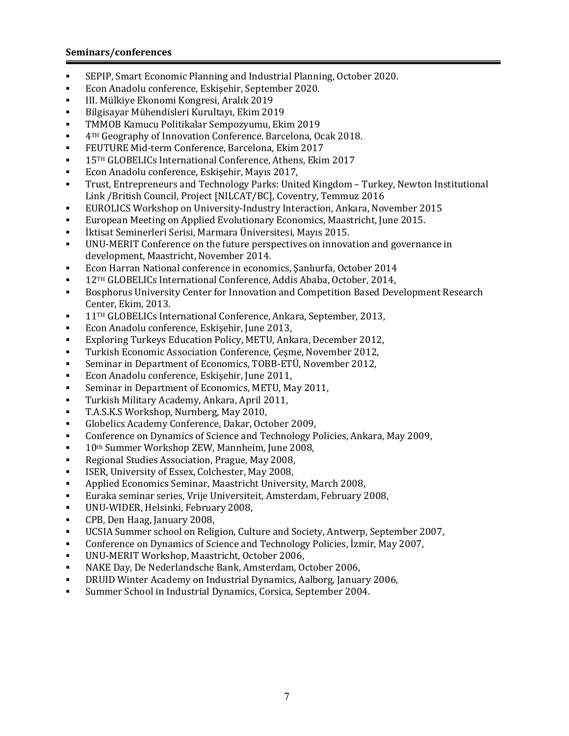**Seminars/conferences**

- SEPIP, Smart Economic Planning and Industrial Planning, October 2020.
- Econ Anadolu conference, Eskişehir, September 2020.
- III. Mülkiye Ekonomi Kongresi, Aralık 2019
- Bilgisayar Mühendisleri Kurultayı, Ekim 2019
- TMMOB Kamucu Politikalar Sempozyumu, Ekim 2019
- 4TH Geography of Innovation Conference. Barcelona, Ocak 2018.
- FEUTURE Mid-term Conference, Barcelona, Ekim 2017
- 15TH GLOBELICs International Conference, Athens, Ekim 2017
- Econ Anadolu conference, Eskişehir, Mayıs 2017,
- Trust, Entrepreneurs and Technology Parks: United Kingdom – Turkey, Newton Institutional Link /British Council, Project [NILCAT/BC], Coventry, Temmuz 2016
- EUROLICS Workshop on University-Industry Interaction, Ankara, November 2015
- European Meeting on Applied Evolutionary Economics, Maastricht, June 2015.
- İktisat Seminerleri Serisi, Marmara Üniversitesi, Mayıs 2015.
- UNU-MERIT Conference on the future perspectives on innovation and governance in development, Maastricht, November 2014.
- Econ Harran National conference in economics, Şanlıurfa, October 2014
- 12TH GLOBELICs International Conference, Addis Ababa, October, 2014,
- Bosphorus University Center for Innovation and Competition Based Development Research Center, Ekim, 2013.
- 11TH GLOBELICs International Conference, Ankara, September, 2013,
- Econ Anadolu conference, Eskişehir, June 2013,
- Exploring Turkeys Education Policy, METU, Ankara, December 2012,
- Turkish Economic Association Conference, Çeşme, November 2012,
- Seminar in Department of Economics, TOBB-ETÜ, November 2012,
- Econ Anadolu conference, Eskişehir, June 2011,
- Seminar in Department of Economics, METU, May 2011,
- Turkish Military Academy, Ankara, April 2011,
- T.A.S.K.S Workshop, Nurnberg, May 2010,
- Globelics Academy Conference, Dakar, October 2009,
- Conference on Dynamics of Science and Technology Policies, Ankara, May 2009,
- 10th Summer Workshop ZEW, Mannheim, June 2008,
- Regional Studies Association, Prague, May 2008,
- ISER, University of Essex, Colchester, May 2008,
- Applied Economics Seminar, Maastricht University, March 2008,
- Euraka seminar series, Vrije Universiteit, Amsterdam, February 2008,
- UNU-WIDER, Helsinki, February 2008,
- CPB, Den Haag, January 2008,
- UCSIA Summer school on Religion, Culture and Society, Antwerp, September 2007,
- Conference on Dynamics of Science and Technology Policies, İzmir, May 2007,
- UNU-MERIT Workshop, Maastricht, October 2006,
- NAKE Day, De Nederlandsche Bank, Amsterdam, October 2006,
- DRUID Winter Academy on Industrial Dynamics, Aalborg, January 2006,
- Summer School in Industrial Dynamics, Corsica, September 2004.